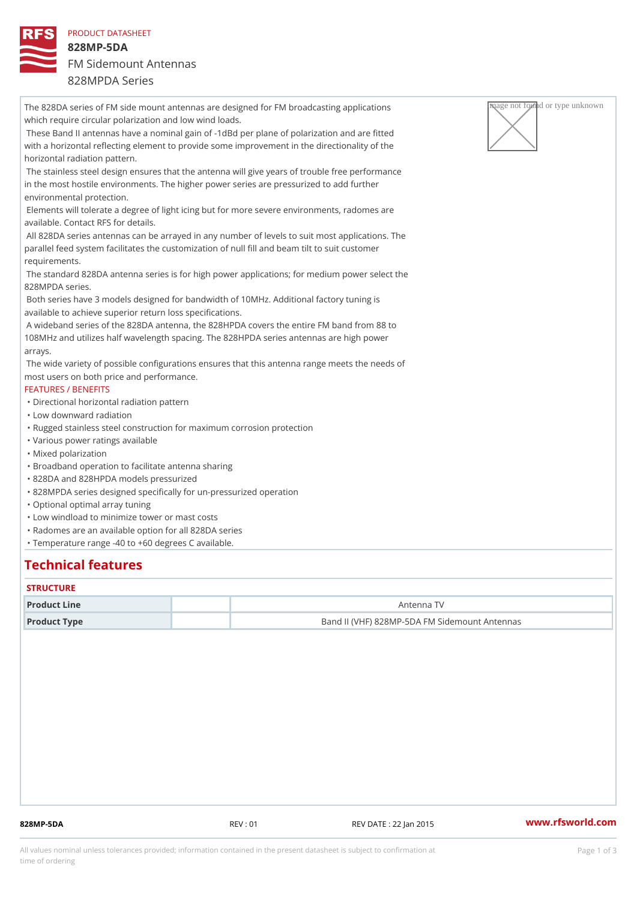PRODUCT DATASHEET

# 828MP-5DA

## FM Sidemount Antennas

## 828MPDA Series

The 828DA series of FM side mount antennas are designed for FM broadcasting applications which require circular polarization and low wind loads.

These Band II antennas have a nominal gain of -1dBd per plane of polarization and are fitted with a horizontal reflecting element to provide some improvement in the directionality of the horizontal radiation pattern.

The stainless steel design ensures that the antenna will give years of trouble free performance in the most hostile environments. The higher power series are pressurized to add further environmental protection.

Elements will tolerate a degree of light icing but for more severe environments, radomes are available. Contact RFS for details.

All 828DA series antennas can be arrayed in any number of levels to suit most applications. The parallel feed system facilitates the customization of null fill and beam tilt to suit customer requirements.

The standard 828DA antenna series is for high power applications; for medium power select the 828MPDA series.

Both series have 3 models designed for bandwidth of 10MHz. Additional factory tuning is available to achieve superior return loss specifications.

A wideband series of the 828DA antenna, the 828HPDA covers the entire FM band from 88 to 108MHz and utilizes half wavelength spacing. The 828HPDA series antennas are high power arrays.

The wide variety of possible configurations ensures that this antenna range meets the needs of most users on both price and performance.

FEATURES / BENEFITS

- Directional horizontal radiation pattern
- Low downward radiation
- Rugged stainless steel construction for maximum corrosion protection
- Various power ratings available
- Mixed polarization
- Broadband operation to facilitate antenna sharing
- 828DA and 828HPDA models pressurized
- 828MPDA series designed specifically for un-pressurized operation
- Optional optimal array tuning
- Low windload to minimize tower or mast costs
- Radomes are an available option for all 828DA series
- Temperature range -40 to +60 degrees C available.

# Technical features

### STRUCTURE

| | | |
|---|---|---|
| **Product Line** | | Antenna TV |
| **Product Type** | | Band II (VHF) 828MP-5DA FM Sidemount Antennas |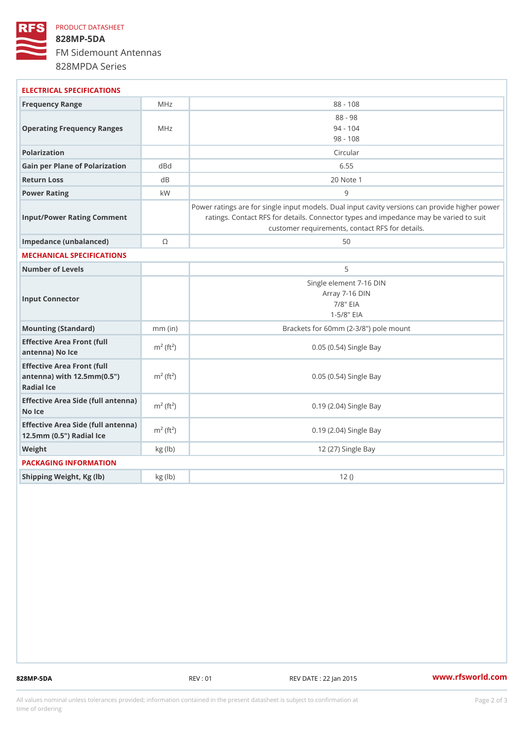PRODUCT DATASHEET

# 828MP-5DA

## FM Sidemount Antennas

## 828MPDA Series

### ELECTRICAL SPECIFICATIONS

| | | |
|---|---|---|
| Frequency Range | MHz | 88 - 108 |
| Operating Frequency Ranges | MHz | 88 - 98<br>94 - 104<br>98 - 108 |
| Polarization | | Circular |
| Gain per Plane of Polarization | dBd | 6.55 |
| Return Loss | dB | 20 Note 1 |
| Power Rating | kW | 9 |
| Input/Power Rating Comment | | Power ratings are for single input models. Dual input cavity versions can provide higher power ratings. Contact RFS for details. Connector types and impedance may be varied to suit customer requirements, contact RFS for details. |
| Impedance (unbalanced) | Ω | 50 |

### MECHANICAL SPECIFICATIONS

| | | |
|---|---|---|
| Number of Levels | | 5 |
| Input Connector | | Single element 7-16 DIN<br>Array 7-16 DIN<br>7/8" EIA<br>1-5/8" EIA |
| Mounting (Standard) | mm (in) | Brackets for 60mm (2-3/8") pole mount |
| Effective Area Front (full antenna) No Ice | $m^2$ ($ft^2$) | 0.05 (0.54) Single Bay |
| Effective Area Front (full antenna) with 12.5mm(0.5") Radial Ice | $m^2$ ($ft^2$) | 0.05 (0.54) Single Bay |
| Effective Area Side (full antenna) No Ice | $m^2$ ($ft^2$) | 0.19 (2.04) Single Bay |
| Effective Area Side (full antenna) 12.5mm (0.5") Radial Ice | $m^2$ ($ft^2$) | 0.19 (2.04) Single Bay |
| Weight | kg (lb) | 12 (27) Single Bay |

### PACKAGING INFORMATION

| | | |
|---|---|---|
| Shipping Weight, Kg (lb) | kg (lb) | 12 () |

828MP-5DA REV : 01 REV DATE : 22 Jan 2015 www.rfsworld.com

All values nominal unless tolerances provided; information contained in the present datasheet is subject to confirmation at time of ordering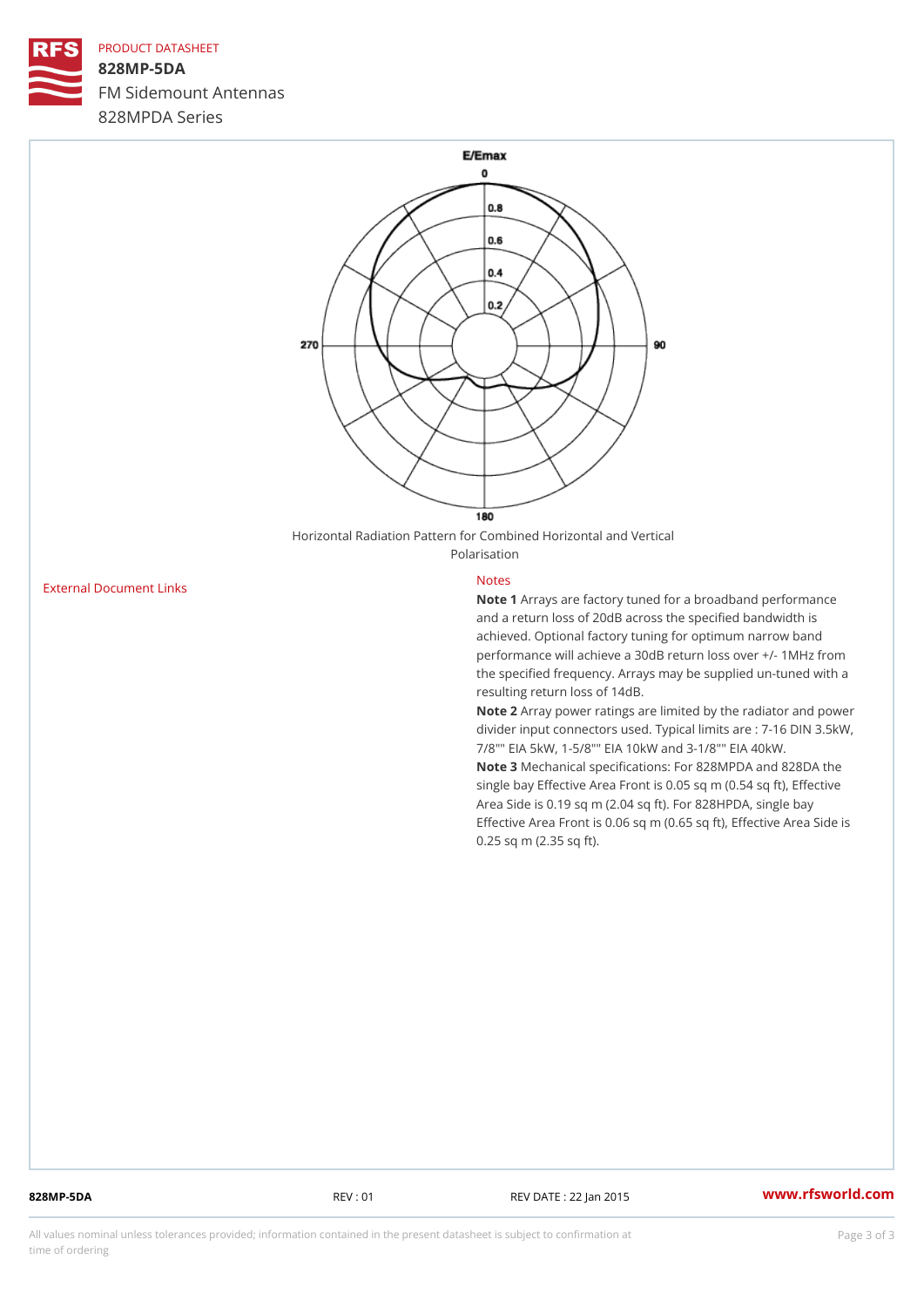PRODUCT DATASHEET

# 828MP-5DA

FM Sidemount Antennas

828MPDA Series

E/Emax

0

0.8

0.6

0.4

0.2

270

90

180

Horizontal Radiation Pattern for Combined Horizontal and Vertical Polarisation

External Document Links

## Notes

**Note 1** Arrays are factory tuned for a broadband performance and a return loss of 20dB across the specified bandwidth is achieved. Optional factory tuning for optimum narrow band performance will achieve a 30dB return loss over +/- 1MHz from the specified frequency. Arrays may be supplied un-tuned with a resulting return loss of 14dB.

**Note 2** Array power ratings are limited by the radiator and power divider input connectors used. Typical limits are : 7-16 DIN 3.5kW, 7/8"" EIA 5kW, 1-5/8"" EIA 10kW and 3-1/8"" EIA 40kW.

**Note 3** Mechanical specifications: For 828MPDA and 828DA the single bay Effective Area Front is 0.05 sq m (0.54 sq ft), Effective Area Side is 0.19 sq m (2.04 sq ft). For 828HPDA, single bay Effective Area Front is 0.06 sq m (0.65 sq ft), Effective Area Side is 0.25 sq m (2.35 sq ft).

828MP-5DA REV : 01 REV DATE : 22 Jan 2015 www.rfsworld.com

All values nominal unless tolerances provided; information contained in the present datasheet is subject to confirmation at time of ordering